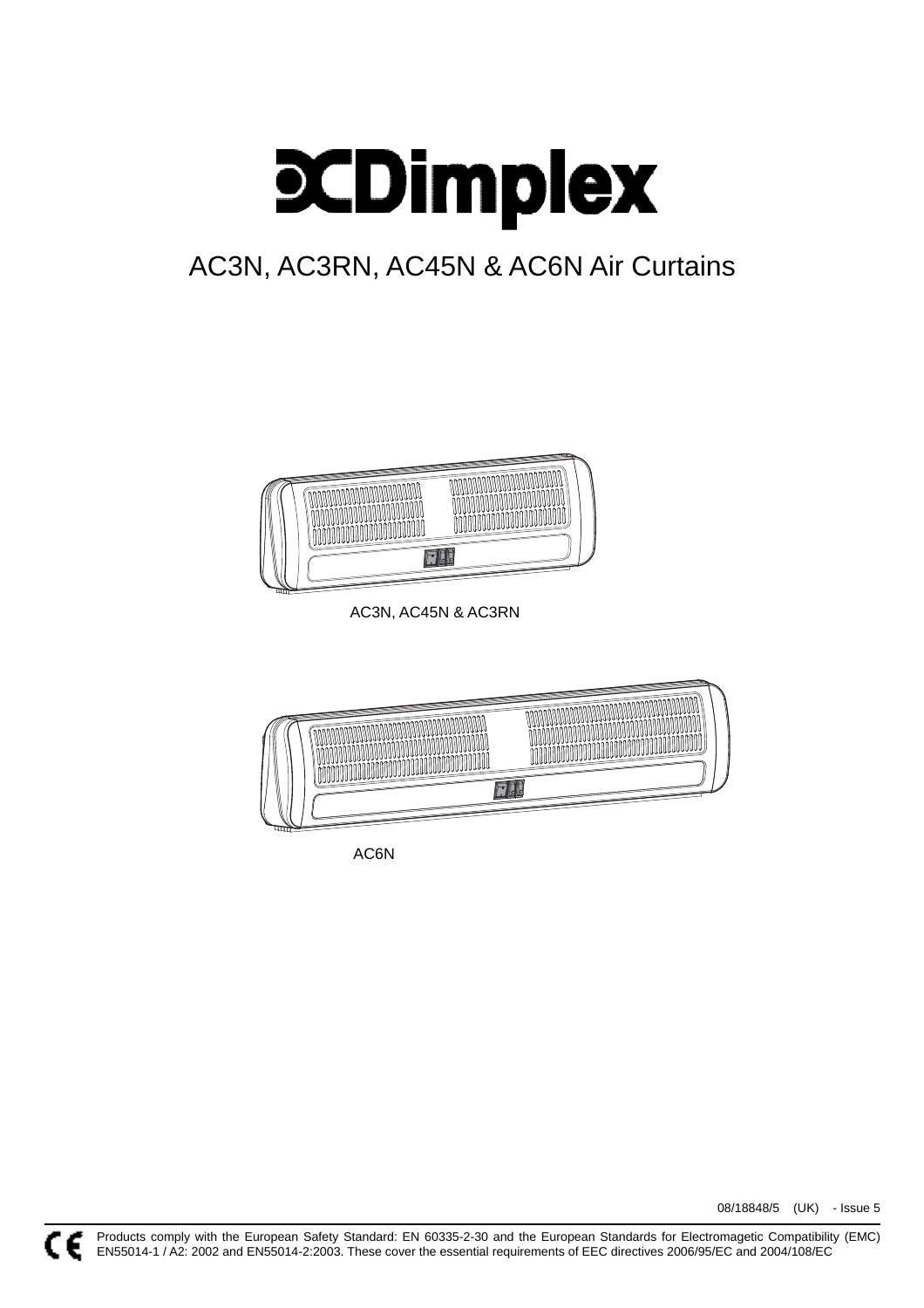# Dimplex

## AC3N, AC3RN, AC45N & AC6N Air Curtains

AC3N, AC45N & AC3RN

AC6N

08/18848/5 (UK) - Issue 5

Products comply with the European Safety Standard: EN 60335-2-30 and the European Standards for Electromagetic Compatibility (EMC) EN55014-1 / A2: 2002 and EN55014-2:2003. These cover the essential requirements of EEC directives 2006/95/EC and 2004/108/EC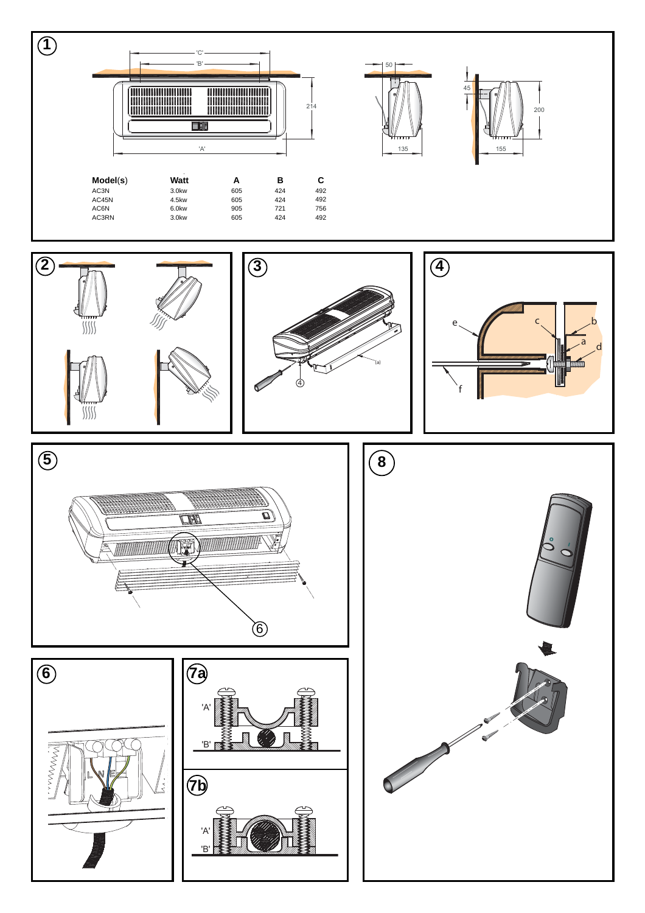| Model(s) | Watt | A | B | C |
|---|---|---|---|---|
| AC3N | 3.0kw | 605 | 424 | 492 |
| AC45N | 4.5kw | 605 | 424 | 492 |
| AC6N | 6.0kw | 905 | 721 | 756 |
| AC3RN | 3.0kw | 605 | 424 | 492 |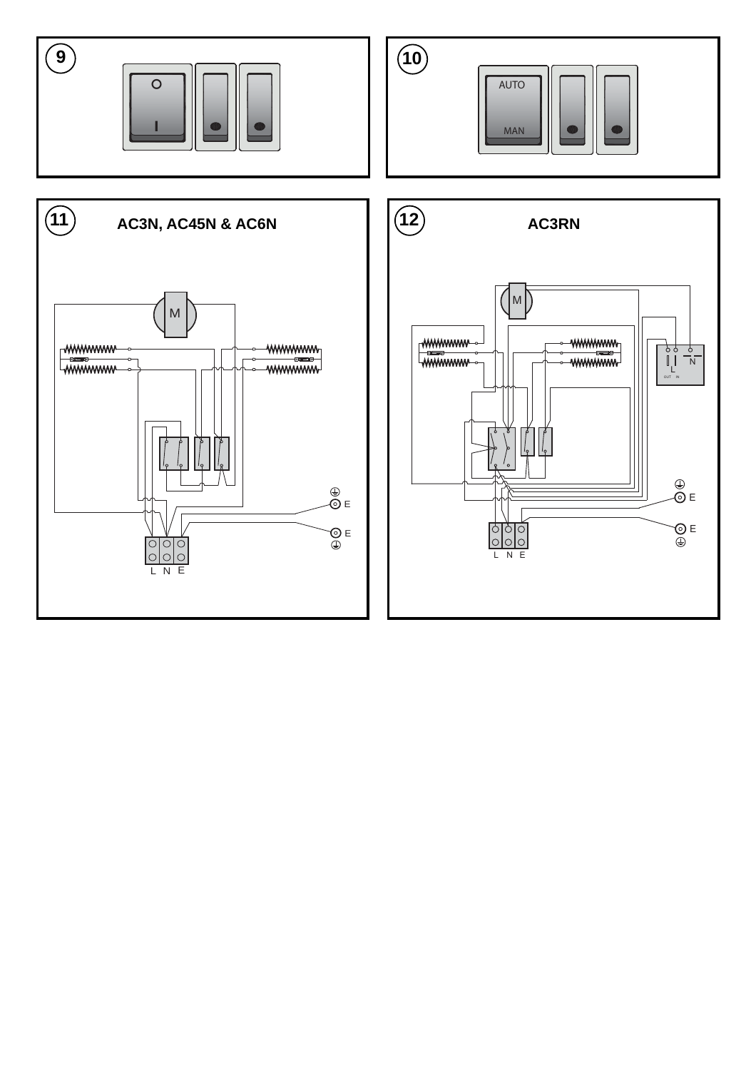9

10

AUTO

MAN

11

**AC3N, AC45N & AC6N**

M

E

E

L N E

12

**AC3RN**

M

L

N

OUT IN

E

E

L N E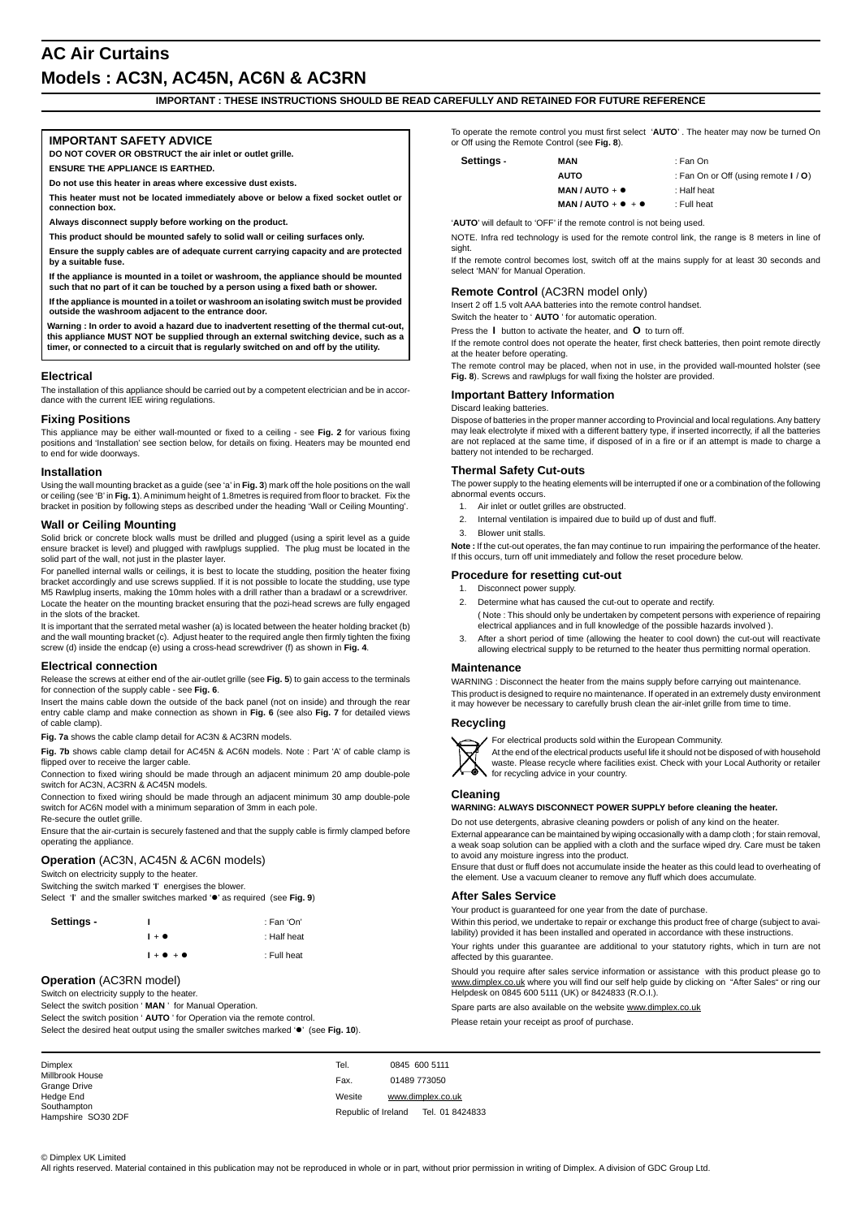# AC Air Curtains

# Models : AC3N, AC45N, AC6N & AC3RN

**IMPORTANT : THESE INSTRUCTIONS SHOULD BE READ CAREFULLY AND RETAINED FOR FUTURE REFERENCE**

## IMPORTANT SAFETY ADVICE

**DO NOT COVER OR OBSTRUCT the air inlet or outlet grille.**

**ENSURE THE APPLIANCE IS EARTHED.**

**Do not use this heater in areas where excessive dust exists.**

**This heater must not be located immediately above or below a fixed socket outlet or connection box.**

**Always disconnect supply before working on the product.**

**This product should be mounted safely to solid wall or ceiling surfaces only.**

**Ensure the supply cables are of adequate current carrying capacity and are protected by a suitable fuse.**

**If the appliance is mounted in a toilet or washroom, the appliance should be mounted such that no part of it can be touched by a person using a fixed bath or shower.**

**If the appliance is mounted in a toilet or washroom an isolating switch must be provided outside the washroom adjacent to the entrance door.**

**Warning : In order to avoid a hazard due to inadvertent resetting of the thermal cut-out, this appliance MUST NOT be supplied through an external switching device, such as a timer, or connected to a circuit that is regularly switched on and off by the utility.**

### Electrical

The installation of this appliance should be carried out by a competent electrician and be in accordance with the current IEE wiring regulations.

### Fixing Positions

This appliance may be either wall-mounted or fixed to a ceiling - see **Fig. 2** for various fixing positions and 'Installation' see section below, for details on fixing. Heaters may be mounted end to end for wide doorways.

### Installation

Using the wall mounting bracket as a guide (see 'a' in **Fig. 3**) mark off the hole positions on the wall or ceiling (see 'B' in **Fig. 1**). A minimum height of 1.8metres is required from floor to bracket. Fix the bracket in position by following steps as described under the heading 'Wall or Ceiling Mounting'.

### Wall or Ceiling Mounting

Solid brick or concrete block walls must be drilled and plugged (using a spirit level as a guide ensure bracket is level) and plugged with rawlplugs supplied. The plug must be located in the solid part of the wall, not just in the plaster layer.

For panelled internal walls or ceilings, it is best to locate the studding, position the heater fixing bracket accordingly and use screws supplied. If it is not possible to locate the studding, use type M5 Rawlplug inserts, making the 10mm holes with a drill rather than a bradawl or a screwdriver. Locate the heater on the mounting bracket ensuring that the pozi-head screws are fully engaged in the slots of the bracket.

It is important that the serrated metal washer (a) is located between the heater holding bracket (b) and the wall mounting bracket (c). Adjust heater to the required angle then firmly tighten the fixing screw (d) inside the endcap (e) using a cross-head screwdriver (f) as shown in **Fig. 4**.

### Electrical connection

Release the screws at either end of the air-outlet grille (see **Fig. 5**) to gain access to the terminals for connection of the supply cable - see **Fig. 6**.

Insert the mains cable down the outside of the back panel (not on inside) and through the rear entry cable clamp and make connection as shown in **Fig. 6** (see also **Fig. 7** for detailed views of cable clamp).

**Fig. 7a** shows the cable clamp detail for AC3N & AC3RN models.

**Fig. 7b** shows cable clamp detail for AC45N & AC6N models. Note : Part 'A' of cable clamp is flipped over to receive the larger cable.

Connection to fixed wiring should be made through an adjacent minimum 20 amp double-pole switch for AC3N, AC3RN & AC45N models.

Connection to fixed wiring should be made through an adjacent minimum 30 amp double-pole switch for AC6N model with a minimum separation of 3mm in each pole.

Re-secure the outlet grille.

Ensure that the air-curtain is securely fastened and that the supply cable is firmly clamped before operating the appliance.

### Operation (AC3N, AC45N & AC6N models)

Switch on electricity supply to the heater.

Switching the switch marked '**I**' energises the blower.

Select '**I**' and the smaller switches marked '●' as required (see **Fig. 9**)

| Settings - | | |
|---|---|---|
| | I | : Fan 'On' |
| | I + ● | : Half heat |
| | I + ● + ● | : Full heat |

### Operation (AC3RN model)

Switch on electricity supply to the heater.

Select the switch position ' **MAN** ' for Manual Operation.

Select the switch position ' **AUTO** ' for Operation via the remote control.

Select the desired heat output using the smaller switches marked '●' (see **Fig. 10**).

To operate the remote control you must first select '**AUTO**' . The heater may now be turned On or Off using the Remote Control (see **Fig. 8**).

| Settings - | | |
|---|---|---|
| | MAN | : Fan On |
| | AUTO | : Fan On or Off (using remote **I** / **O**) |
| | MAN / AUTO + ● | : Half heat |
| | MAN / AUTO + ● + ● | : Full heat |

'**AUTO**' will default to 'OFF' if the remote control is not being used.

NOTE. Infra red technology is used for the remote control link, the range is 8 meters in line of sight.

If the remote control becomes lost, switch off at the mains supply for at least 30 seconds and select 'MAN' for Manual Operation.

### Remote Control (AC3RN model only)

Insert 2 off 1.5 volt AAA batteries into the remote control handset.

Switch the heater to ' **AUTO** ' for automatic operation.

Press the **I** button to activate the heater, and **O** to turn off.

If the remote control does not operate the heater, first check batteries, then point remote directly at the heater before operating.

The remote control may be placed, when not in use, in the provided wall-mounted holster (see **Fig. 8**). Screws and rawlplugs for wall fixing the holster are provided.

### Important Battery Information

Discard leaking batteries.

Dispose of batteries in the proper manner according to Provincial and local regulations. Any battery may leak electrolyte if mixed with a different battery type, if inserted incorrectly, if all the batteries are not replaced at the same time, if disposed of in a fire or if an attempt is made to charge a battery not intended to be recharged.

### Thermal Safety Cut-outs

The power supply to the heating elements will be interrupted if one or a combination of the following abnormal events occurs.

1. Air inlet or outlet grilles are obstructed.
2. Internal ventilation is impaired due to build up of dust and fluff.
3. Blower unit stalls.

**Note :** If the cut-out operates, the fan may continue to run impairing the performance of the heater. If this occurs, turn off unit immediately and follow the reset procedure below.

### Procedure for resetting cut-out

1. Disconnect power supply.
2. Determine what has caused the cut-out to operate and rectify.
   ( Note : This should only be undertaken by competent persons with experience of repairing electrical appliances and in full knowledge of the possible hazards involved ).
3. After a short period of time (allowing the heater to cool down) the cut-out will reactivate allowing electrical supply to be returned to the heater thus permitting normal operation.

### Maintenance

WARNING : Disconnect the heater from the mains supply before carrying out maintenance.

This product is designed to require no maintenance. If operated in an extremely dusty environment it may however be necessary to carefully brush clean the air-inlet grille from time to time.

### Recycling

For electrical products sold within the European Community.

At the end of the electrical products useful life it should not be disposed of with household waste. Please recycle where facilities exist. Check with your Local Authority or retailer for recycling advice in your country.

### Cleaning

**WARNING: ALWAYS DISCONNECT POWER SUPPLY before cleaning the heater.**

Do not use detergents, abrasive cleaning powders or polish of any kind on the heater.

External appearance can be maintained by wiping occasionally with a damp cloth ; for stain removal, a weak soap solution can be applied with a cloth and the surface wiped dry. Care must be taken to avoid any moisture ingress into the product.

Ensure that dust or fluff does not accumulate inside the heater as this could lead to overheating of the element. Use a vacuum cleaner to remove any fluff which does accumulate.

### After Sales Service

Your product is guaranteed for one year from the date of purchase.

Within this period, we undertake to repair or exchange this product free of charge (subject to availability) provided it has been installed and operated in accordance with these instructions.

Your rights under this guarantee are additional to your statutory rights, which in turn are not affected by this guarantee.

Should you require after sales service information or assistance with this product please go to www.dimplex.co.uk where you will find our self help guide by clicking on "After Sales" or ring our Helpdesk on 0845 600 5111 (UK) or 8424833 (R.O.I.).

Spare parts are also available on the website www.dimplex.co.uk

Please retain your receipt as proof of purchase.

Dimplex
Millbrook House
Grange Drive
Hedge End
Southampton
Hampshire SO30 2DF

Tel. 0845 600 5111
Fax. 01489 773050
Wesite www.dimplex.co.uk
Republic of Ireland Tel. 01 8424833

© Dimplex UK Limited

All rights reserved. Material contained in this publication may not be reproduced in whole or in part, without prior permission in writing of Dimplex. A division of GDC Group Ltd.